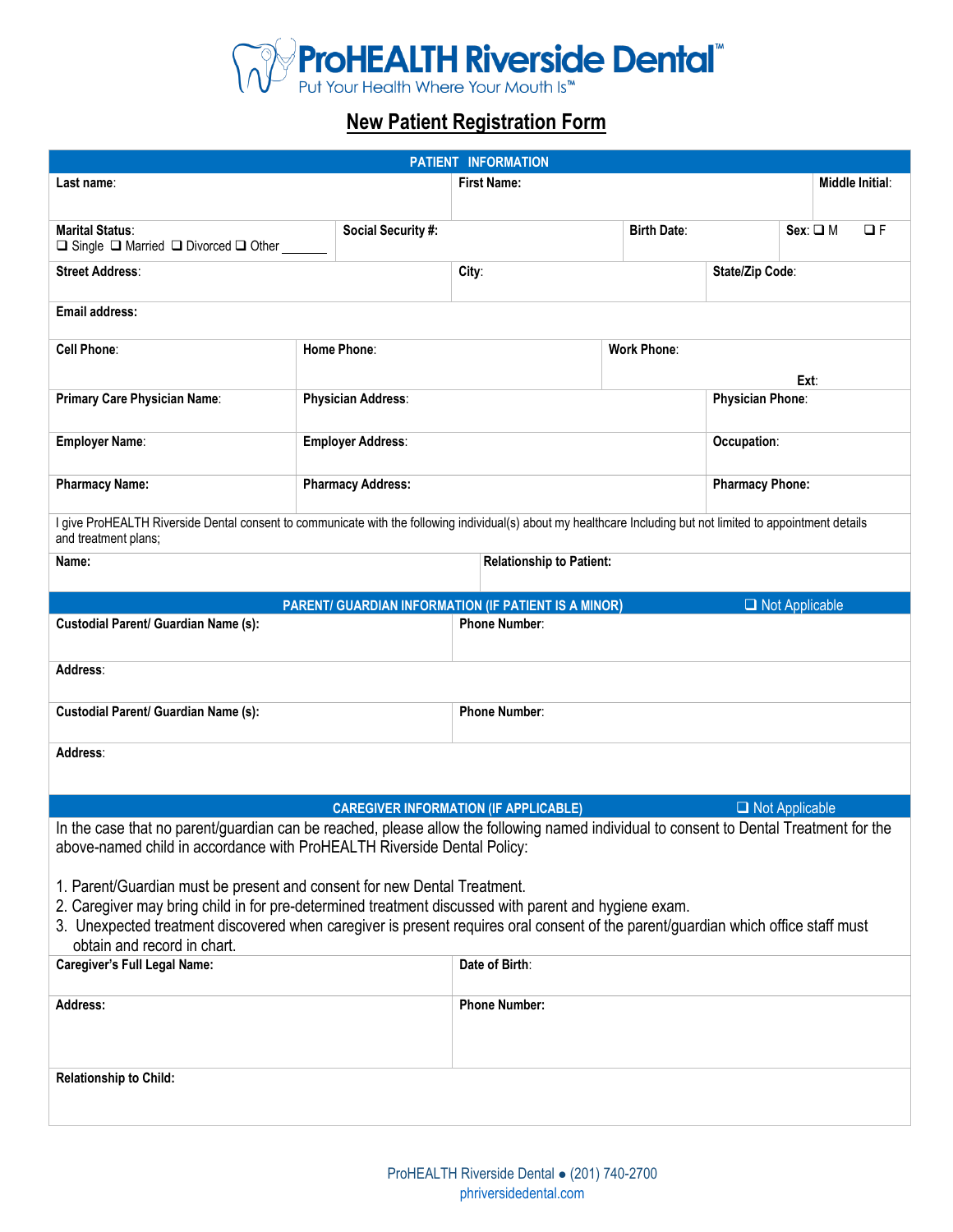# ProHEALTH Riverside Dental™

Put Your Health Where Your Mouth Is™

## New Patient Registration Form

### PATIENT INFORMATION

| Last name: | First Name: | Middle Initial: |
|---|---|---|

| Marital Status: ❑ Single ❑ Married ❑ Divorced ❑ Other _______ | Social Security #: | Birth Date: | Sex: ❑ M ❑ F |
|---|---|---|---|

| Street Address: | City: | State/Zip Code: |
|---|---|---|

| Email address: |
|---|

| Cell Phone: | Home Phone: | Work Phone: Ext: |
|---|---|---|

| Primary Care Physician Name: | Physician Address: | Physician Phone: |
|---|---|---|
| **Employer Name:** | **Employer Address:** | **Occupation:** |
| **Pharmacy Name:** | **Pharmacy Address:** | **Pharmacy Phone:** |

I give ProHEALTH Riverside Dental consent to communicate with the following individual(s) about my healthcare Including but not limited to appointment details and treatment plans;

| Name: | Relationship to Patient: |
|---|---|

### PARENT/ GUARDIAN INFORMATION (IF PATIENT IS A MINOR) ❑ Not Applicable

| Custodial Parent/ Guardian Name (s): | Phone Number: |
|---|---|
| **Address:** | |
| **Custodial Parent/ Guardian Name (s):** | **Phone Number:** |
| **Address:** | |

### CAREGIVER INFORMATION (IF APPLICABLE) ❑ Not Applicable

In the case that no parent/guardian can be reached, please allow the following named individual to consent to Dental Treatment for the above-named child in accordance with ProHEALTH Riverside Dental Policy:

1. Parent/Guardian must be present and consent for new Dental Treatment.
2. Caregiver may bring child in for pre-determined treatment discussed with parent and hygiene exam.
3. Unexpected treatment discovered when caregiver is present requires oral consent of the parent/guardian which office staff must obtain and record in chart.

| Caregiver's Full Legal Name: | Date of Birth: |
|---|---|
| **Address:** | **Phone Number:** |
| **Relationship to Child:** | |

ProHEALTH Riverside Dental ● (201) 740-2700
phriversidedental.com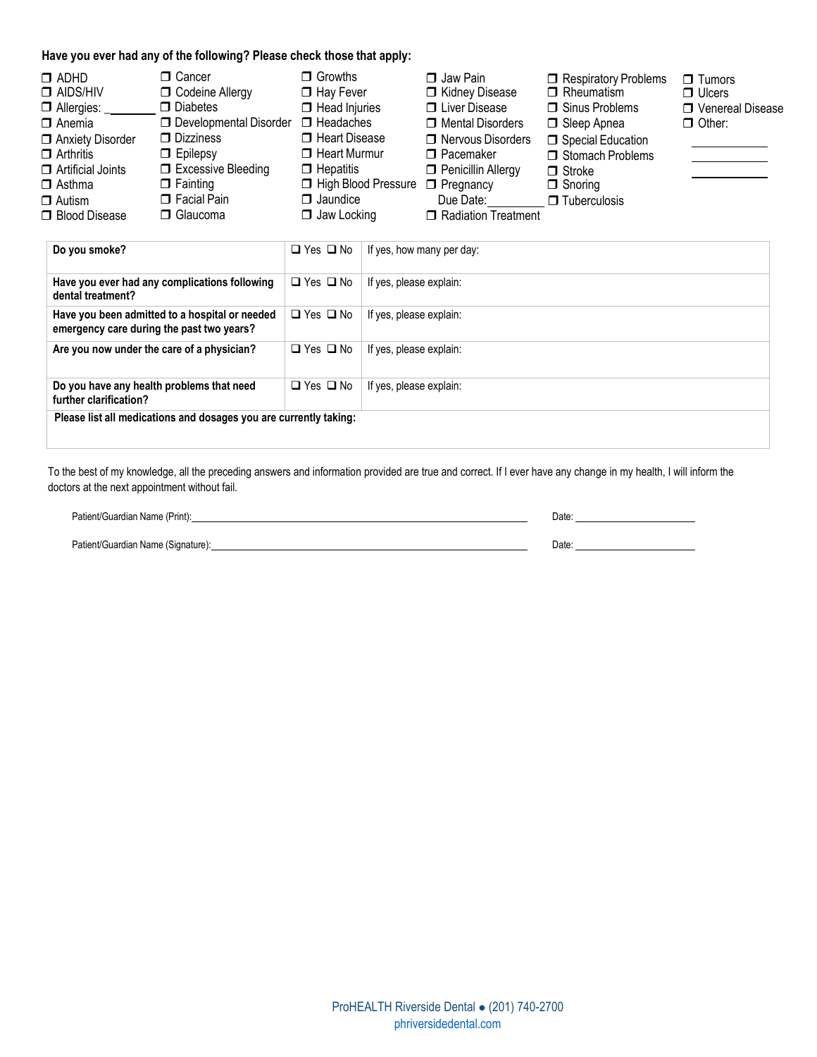**Have you ever had any of the following? Please check those that apply:**

- ❒ ADHD
- ❒ AIDS/HIV
- ❒ Allergies: ________
- ❒ Anemia
- ❒ Anxiety Disorder
- ❒ Arthritis
- ❒ Artificial Joints
- ❒ Asthma
- ❒ Autism
- ❒ Blood Disease
- ❒ Cancer
- ❒ Codeine Allergy
- ❒ Diabetes
- ❒ Developmental Disorder
- ❒ Dizziness
- ❒ Epilepsy
- ❒ Excessive Bleeding
- ❒ Fainting
- ❒ Facial Pain
- ❒ Glaucoma
- ❒ Growths
- ❒ Hay Fever
- ❒ Head Injuries
- ❒ Headaches
- ❒ Heart Disease
- ❒ Heart Murmur
- ❒ Hepatitis
- ❒ High Blood Pressure
- ❒ Jaundice
- ❒ Jaw Locking
- ❒ Jaw Pain
- ❒ Kidney Disease
- ❒ Liver Disease
- ❒ Mental Disorders
- ❒ Nervous Disorders
- ❒ Pacemaker
- ❒ Penicillin Allergy
- ❒ Pregnancy
  Due Date: __________
- ❒ Radiation Treatment
- ❒ Respiratory Problems
- ❒ Rheumatism
- ❒ Sinus Problems
- ❒ Sleep Apnea
- ❒ Special Education
- ❒ Stomach Problems
- ❒ Stroke
- ❒ Snoring
- ❒ Tuberculosis
- ❒ Tumors
- ❒ Ulcers
- ❒ Venereal Disease
- ❒ Other:
  ____________
  ____________
  ____________

| Question | | |
|---|---|---|
| **Do you smoke?** | ❑ Yes ❑ No | If yes, how many per day: |
| **Have you ever had any complications following dental treatment?** | ❑ Yes ❑ No | If yes, please explain: |
| **Have you been admitted to a hospital or needed emergency care during the past two years?** | ❑ Yes ❑ No | If yes, please explain: |
| **Are you now under the care of a physician?** | ❑ Yes ❑ No | If yes, please explain: |
| **Do you have any health problems that need further clarification?** | ❑ Yes ❑ No | If yes, please explain: |
| **Please list all medications and dosages you are currently taking:** | | |

To the best of my knowledge, all the preceding answers and information provided are true and correct. If I ever have any change in my health, I will inform the doctors at the next appointment without fail.

Patient/Guardian Name (Print): ____________________________________________ Date: ________________

Patient/Guardian Name (Signature): ____________________________________________ Date: ________________

ProHEALTH Riverside Dental ● (201) 740-2700
phriversidedental.com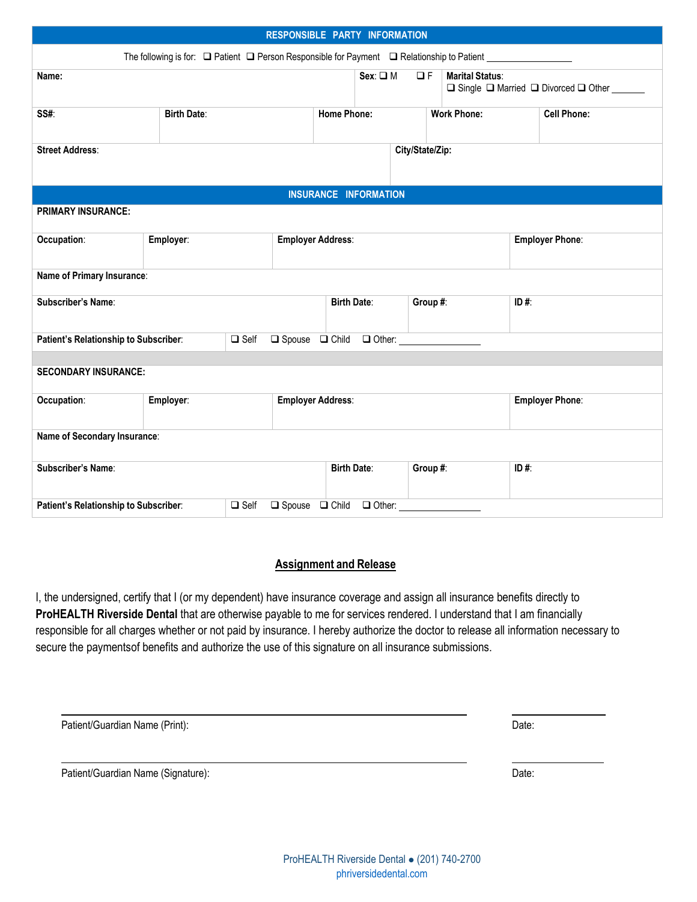## RESPONSIBLE PARTY INFORMATION

The following is for: ❑ Patient ❑ Person Responsible for Payment ❑ Relationship to Patient ________________

| Name: | | Sex: ❑ M ❑ F | Marital Status: ❑ Single ❑ Married ❑ Divorced ❑ Other _______ | |
|---|---|---|---|---|
| SS#: | Birth Date: | Home Phone: | Work Phone: | Cell Phone: |
| Street Address: | | | City/State/Zip: | |

## INSURANCE INFORMATION

**PRIMARY INSURANCE:**

| Occupation: | Employer: | Employer Address: | Employer Phone: |
|---|---|---|---|
| Name of Primary Insurance: | | | |
| Subscriber's Name: | Birth Date: | Group #: | ID #: |
| Patient's Relationship to Subscriber: | ❑ Self ❑ Spouse ❑ Child ❑ Other: ________________ | | |

**SECONDARY INSURANCE:**

| Occupation: | Employer: | Employer Address: | Employer Phone: |
|---|---|---|---|
| Name of Secondary Insurance: | | | |
| Subscriber's Name: | Birth Date: | Group #: | ID #: |
| Patient's Relationship to Subscriber: | ❑ Self ❑ Spouse ❑ Child ❑ Other: ________________ | | |

## Assignment and Release

I, the undersigned, certify that I (or my dependent) have insurance coverage and assign all insurance benefits directly to **ProHEALTH Riverside Dental** that are otherwise payable to me for services rendered. I understand that I am financially responsible for all charges whether or not paid by insurance. I hereby authorize the doctor to release all information necessary to secure the paymentsof benefits and authorize the use of this signature on all insurance submissions.

______________________________________________ ______________

Patient/Guardian Name (Print): Date:

______________________________________________ ______________

Patient/Guardian Name (Signature): Date:

ProHEALTH Riverside Dental ● (201) 740-2700
phriversidedental.com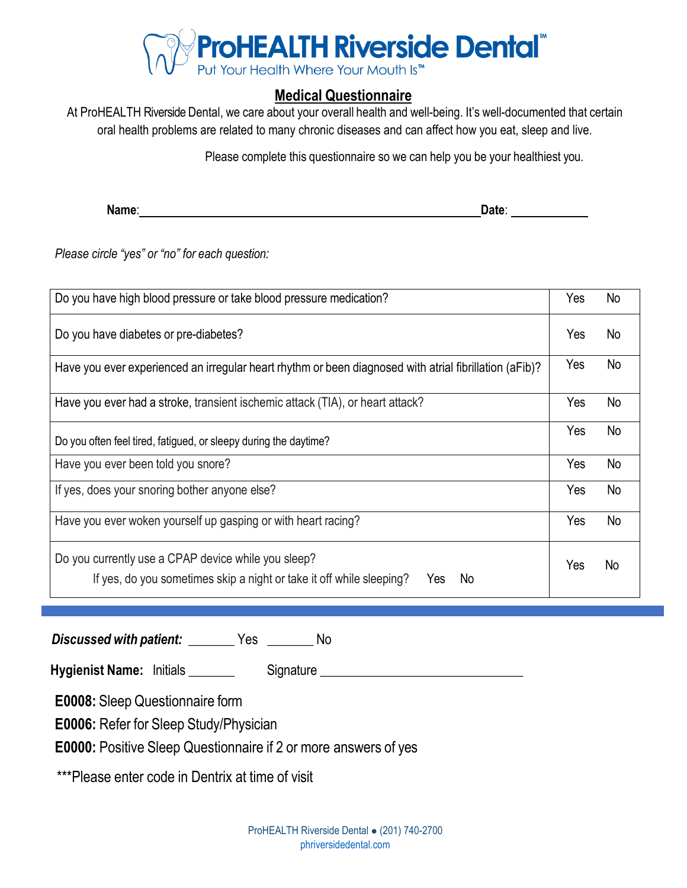# ProHEALTH Riverside Dental™

Put Your Health Where Your Mouth Is™

## Medical Questionnaire

At ProHEALTH Riverside Dental, we care about your overall health and well-being. It's well-documented that certain oral health problems are related to many chronic diseases and can affect how you eat, sleep and live.

Please complete this questionnaire so we can help you be your healthiest you.

**Name**:_______________________________________________ **Date**: ____________

*Please circle "yes" or "no" for each question:*

| Question | | |
|---|---|---|
| Do you have high blood pressure or take blood pressure medication? | Yes | No |
| Do you have diabetes or pre-diabetes? | Yes | No |
| Have you ever experienced an irregular heart rhythm or been diagnosed with atrial fibrillation (aFib)? | Yes | No |
| Have you ever had a stroke, transient ischemic attack (TIA), or heart attack? | Yes | No |
| Do you often feel tired, fatigued, or sleepy during the daytime? | Yes | No |
| Have you ever been told you snore? | Yes | No |
| If yes, does your snoring bother anyone else? | Yes | No |
| Have you ever woken yourself up gasping or with heart racing? | Yes | No |
| Do you currently use a CPAP device while you sleep?<br>If yes, do you sometimes skip a night or take it off while sleeping? Yes No | Yes | No |

***Discussed with patient:*** _______ Yes _______ No

**Hygienist Name:** Initials _______ Signature ______________________________

**E0008:** Sleep Questionnaire form

**E0006:** Refer for Sleep Study/Physician

**E0000:** Positive Sleep Questionnaire if 2 or more answers of yes

***Please enter code in Dentrix at time of visit

ProHEALTH Riverside Dental ● (201) 740-2700
phriversidedental.com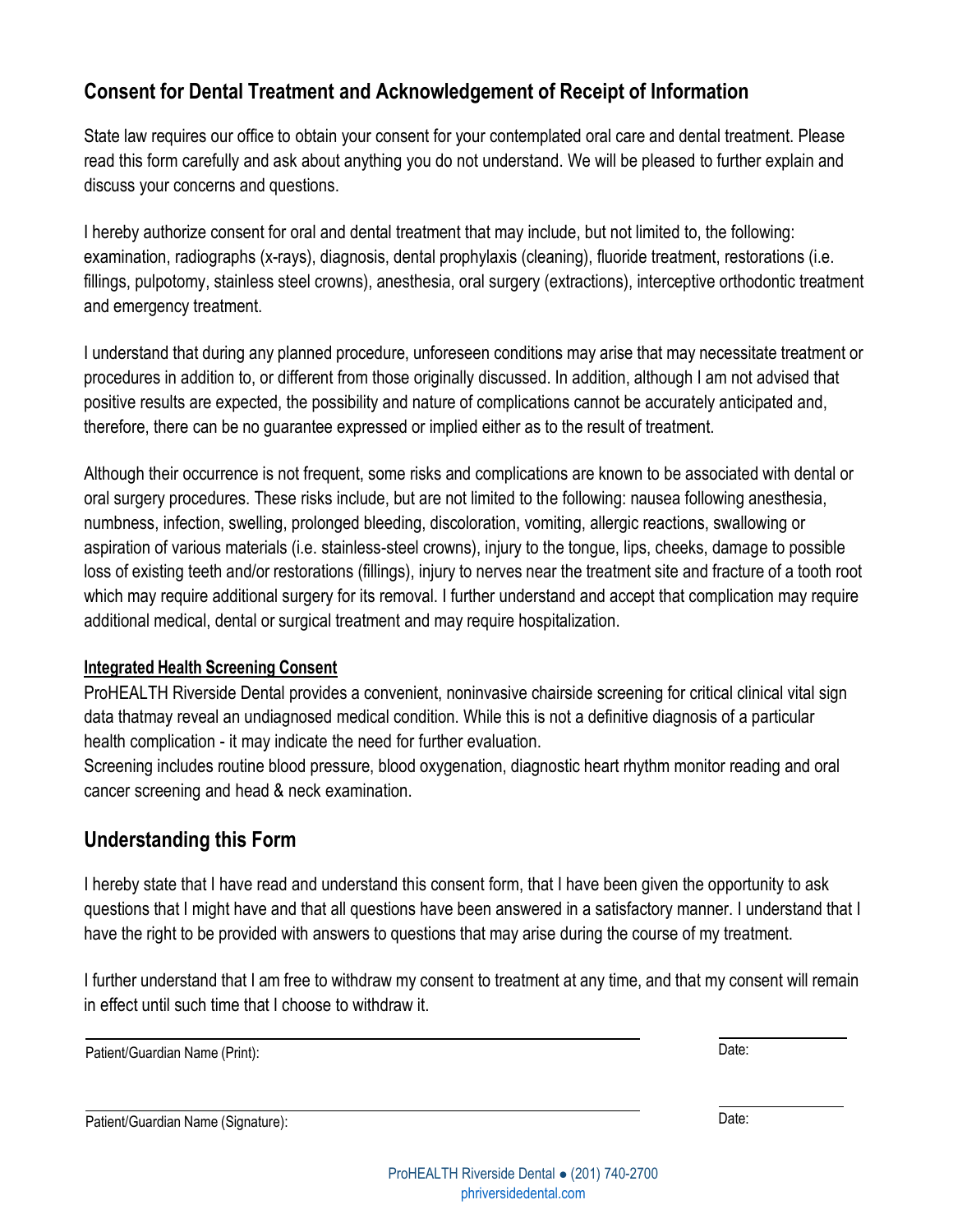## Consent for Dental Treatment and Acknowledgement of Receipt of Information

State law requires our office to obtain your consent for your contemplated oral care and dental treatment. Please read this form carefully and ask about anything you do not understand. We will be pleased to further explain and discuss your concerns and questions.

I hereby authorize consent for oral and dental treatment that may include, but not limited to, the following: examination, radiographs (x-rays), diagnosis, dental prophylaxis (cleaning), fluoride treatment, restorations (i.e. fillings, pulpotomy, stainless steel crowns), anesthesia, oral surgery (extractions), interceptive orthodontic treatment and emergency treatment.

I understand that during any planned procedure, unforeseen conditions may arise that may necessitate treatment or procedures in addition to, or different from those originally discussed. In addition, although I am not advised that positive results are expected, the possibility and nature of complications cannot be accurately anticipated and, therefore, there can be no guarantee expressed or implied either as to the result of treatment.

Although their occurrence is not frequent, some risks and complications are known to be associated with dental or oral surgery procedures. These risks include, but are not limited to the following: nausea following anesthesia, numbness, infection, swelling, prolonged bleeding, discoloration, vomiting, allergic reactions, swallowing or aspiration of various materials (i.e. stainless-steel crowns), injury to the tongue, lips, cheeks, damage to possible loss of existing teeth and/or restorations (fillings), injury to nerves near the treatment site and fracture of a tooth root which may require additional surgery for its removal. I further understand and accept that complication may require additional medical, dental or surgical treatment and may require hospitalization.

**Integrated Health Screening Consent**

ProHEALTH Riverside Dental provides a convenient, noninvasive chairside screening for critical clinical vital sign data thatmay reveal an undiagnosed medical condition. While this is not a definitive diagnosis of a particular health complication - it may indicate the need for further evaluation.
Screening includes routine blood pressure, blood oxygenation, diagnostic heart rhythm monitor reading and oral cancer screening and head & neck examination.

## Understanding this Form

I hereby state that I have read and understand this consent form, that I have been given the opportunity to ask questions that I might have and that all questions have been answered in a satisfactory manner. I understand that I have the right to be provided with answers to questions that may arise during the course of my treatment.

I further understand that I am free to withdraw my consent to treatment at any time, and that my consent will remain in effect until such time that I choose to withdraw it.

Patient/Guardian Name (Print): ______________________________ Date: __________

Patient/Guardian Name (Signature): ______________________________ Date: __________

ProHEALTH Riverside Dental ● (201) 740-2700
phriversidedental.com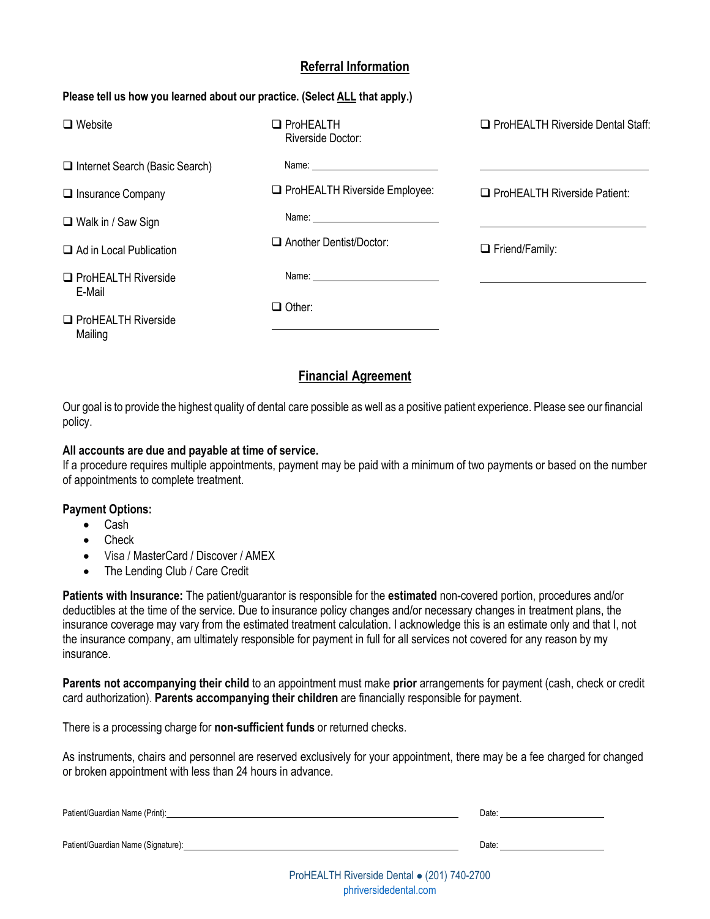## Referral Information

**Please tell us how you learned about our practice. (Select ALL that apply.)**

- ❑ Website
- ❑ Internet Search (Basic Search)
- ❑ Insurance Company
- ❑ Walk in / Saw Sign
- ❑ Ad in Local Publication
- ❑ ProHEALTH Riverside E-Mail
- ❑ ProHEALTH Riverside Mailing
- ❑ ProHEALTH Riverside Doctor: Name: ______________________
- ❑ ProHEALTH Riverside Employee: Name: ______________________
- ❑ Another Dentist/Doctor: Name: ______________________
- ❑ Other: ______________________
- ❑ ProHEALTH Riverside Dental Staff: ______________________
- ❑ ProHEALTH Riverside Patient: ______________________
- ❑ Friend/Family: ______________________

## Financial Agreement

Our goal is to provide the highest quality of dental care possible as well as a positive patient experience. Please see our financial policy.

**All accounts are due and payable at time of service.**
If a procedure requires multiple appointments, payment may be paid with a minimum of two payments or based on the number of appointments to complete treatment.

**Payment Options:**

- Cash
- Check
- Visa / MasterCard / Discover / AMEX
- The Lending Club / Care Credit

**Patients with Insurance:** The patient/guarantor is responsible for the **estimated** non-covered portion, procedures and/or deductibles at the time of the service. Due to insurance policy changes and/or necessary changes in treatment plans, the insurance coverage may vary from the estimated treatment calculation. I acknowledge this is an estimate only and that I, not the insurance company, am ultimately responsible for payment in full for all services not covered for any reason by my insurance.

**Parents not accompanying their child** to an appointment must make **prior** arrangements for payment (cash, check or credit card authorization). **Parents accompanying their children** are financially responsible for payment.

There is a processing charge for **non-sufficient funds** or returned checks.

As instruments, chairs and personnel are reserved exclusively for your appointment, there may be a fee charged for changed or broken appointment with less than 24 hours in advance.

Patient/Guardian Name (Print): ______________________________ Date: ______________

Patient/Guardian Name (Signature): ______________________________ Date: ______________

ProHEALTH Riverside Dental ● (201) 740-2700
phriversidedental.com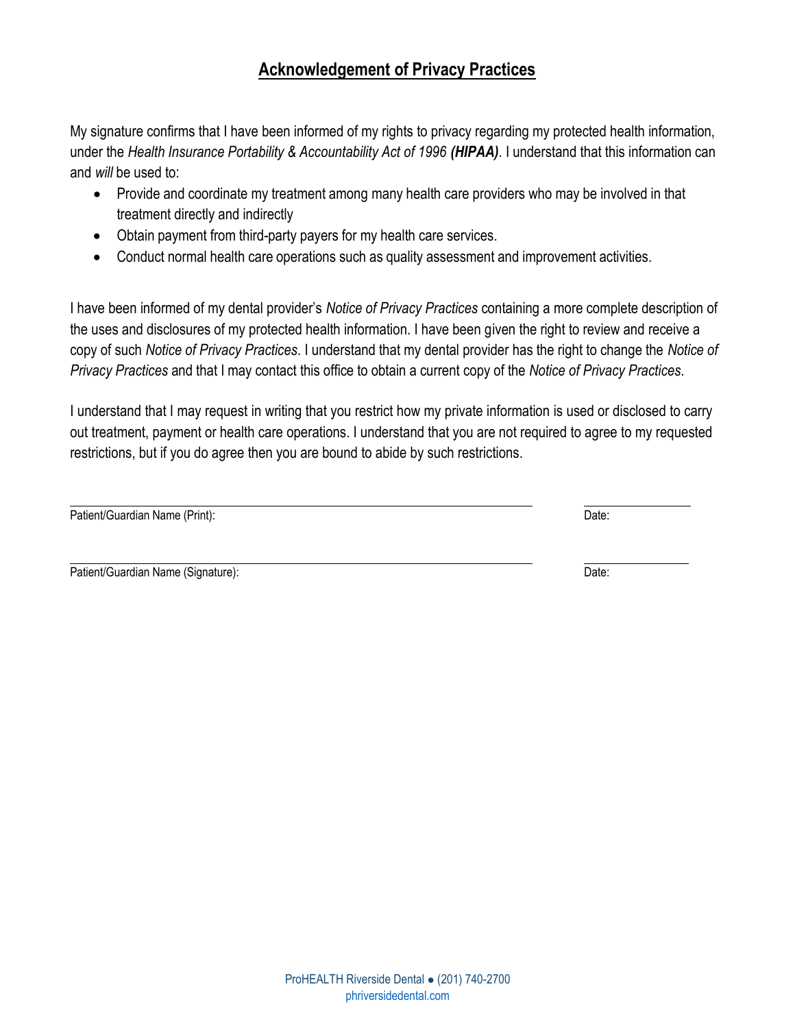# Acknowledgement of Privacy Practices

My signature confirms that I have been informed of my rights to privacy regarding my protected health information, under the *Health Insurance Portability & Accountability Act of 1996* ***(HIPAA)***. I understand that this information can and *will* be used to:

- Provide and coordinate my treatment among many health care providers who may be involved in that treatment directly and indirectly
- Obtain payment from third-party payers for my health care services.
- Conduct normal health care operations such as quality assessment and improvement activities.

I have been informed of my dental provider's *Notice of Privacy Practices* containing a more complete description of the uses and disclosures of my protected health information. I have been given the right to review and receive a copy of such *Notice of Privacy Practices*. I understand that my dental provider has the right to change the *Notice of Privacy Practices* and that I may contact this office to obtain a current copy of the *Notice of Privacy Practices*.

I understand that I may request in writing that you restrict how my private information is used or disclosed to carry out treatment, payment or health care operations. I understand that you are not required to agree to my requested restrictions, but if you do agree then you are bound to abide by such restrictions.

Patient/Guardian Name (Print): ______________________________ Date: __________

Patient/Guardian Name (Signature): ______________________________ Date: __________

ProHEALTH Riverside Dental ● (201) 740-2700
phriversidedental.com